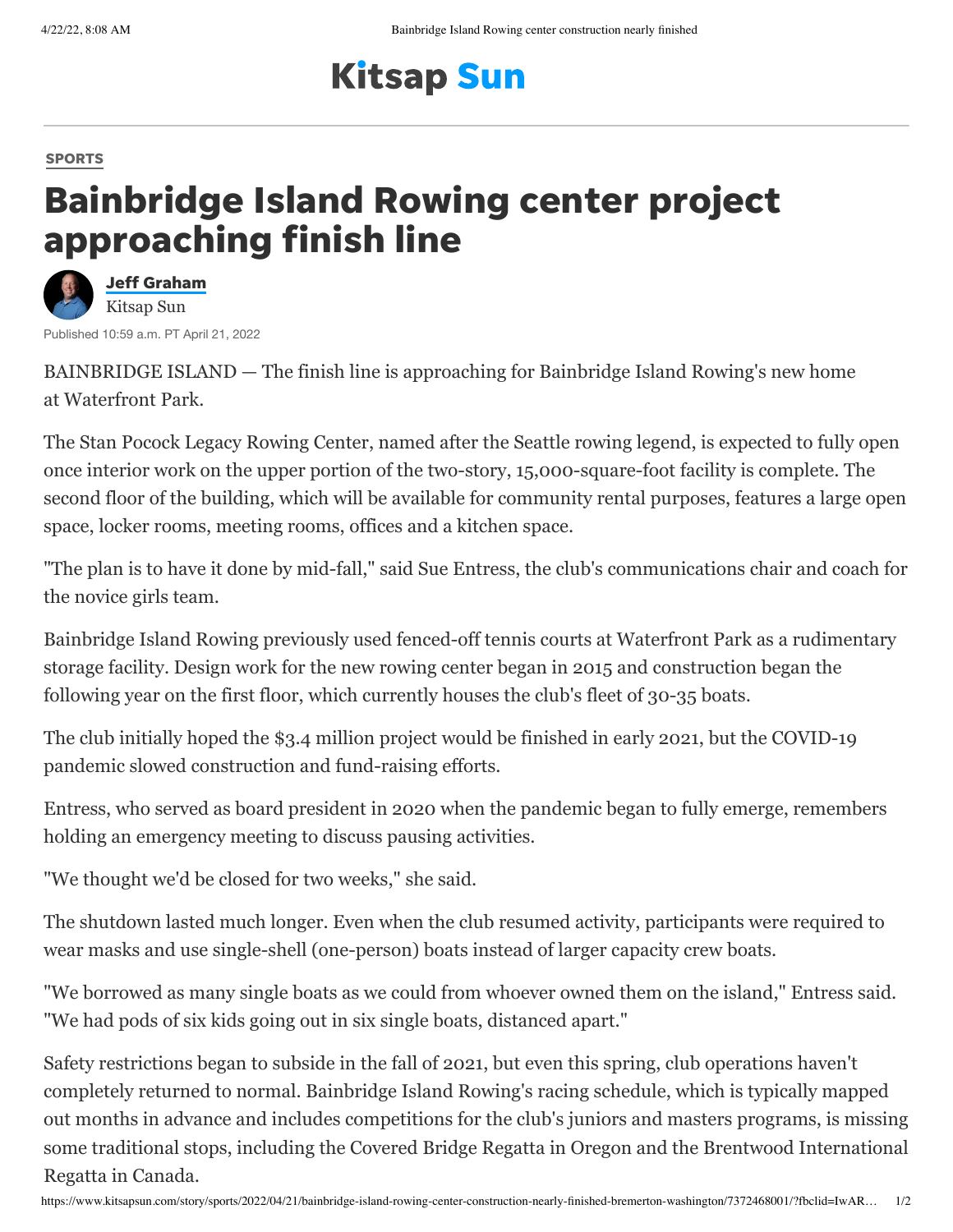**Kitsap Sun**

SPORTS

# Bainbridge Island Rowing center project approaching finish line

**Jeff Graham**
Kitsap Sun

Published 10:59 a.m. PT April 21, 2022

BAINBRIDGE ISLAND — The finish line is approaching for Bainbridge Island Rowing's new home at Waterfront Park.

The Stan Pocock Legacy Rowing Center, named after the Seattle rowing legend, is expected to fully open once interior work on the upper portion of the two-story, 15,000-square-foot facility is complete. The second floor of the building, which will be available for community rental purposes, features a large open space, locker rooms, meeting rooms, offices and a kitchen space.

"The plan is to have it done by mid-fall," said Sue Entress, the club's communications chair and coach for the novice girls team.

Bainbridge Island Rowing previously used fenced-off tennis courts at Waterfront Park as a rudimentary storage facility. Design work for the new rowing center began in 2015 and construction began the following year on the first floor, which currently houses the club's fleet of 30-35 boats.

The club initially hoped the $3.4 million project would be finished in early 2021, but the COVID-19 pandemic slowed construction and fund-raising efforts.

Entress, who served as board president in 2020 when the pandemic began to fully emerge, remembers holding an emergency meeting to discuss pausing activities.

"We thought we'd be closed for two weeks," she said.

The shutdown lasted much longer. Even when the club resumed activity, participants were required to wear masks and use single-shell (one-person) boats instead of larger capacity crew boats.

"We borrowed as many single boats as we could from whoever owned them on the island," Entress said. "We had pods of six kids going out in six single boats, distanced apart."

Safety restrictions began to subside in the fall of 2021, but even this spring, club operations haven't completely returned to normal. Bainbridge Island Rowing's racing schedule, which is typically mapped out months in advance and includes competitions for the club's juniors and masters programs, is missing some traditional stops, including the Covered Bridge Regatta in Oregon and the Brentwood International Regatta in Canada.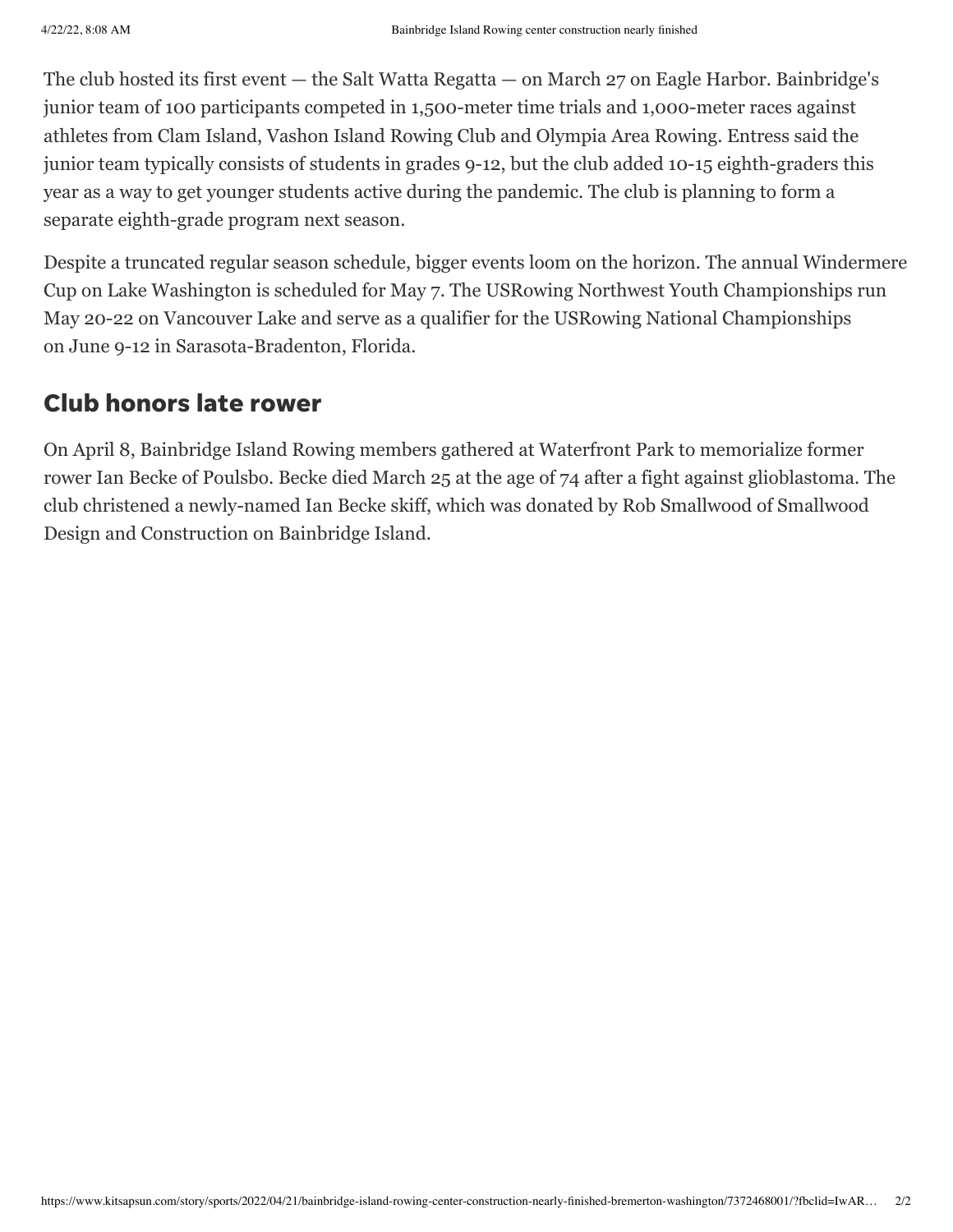The club hosted its first event — the Salt Watta Regatta — on March 27 on Eagle Harbor. Bainbridge's junior team of 100 participants competed in 1,500-meter time trials and 1,000-meter races against athletes from Clam Island, Vashon Island Rowing Club and Olympia Area Rowing. Entress said the junior team typically consists of students in grades 9-12, but the club added 10-15 eighth-graders this year as a way to get younger students active during the pandemic. The club is planning to form a separate eighth-grade program next season.

Despite a truncated regular season schedule, bigger events loom on the horizon. The annual Windermere Cup on Lake Washington is scheduled for May 7. The USRowing Northwest Youth Championships run May 20-22 on Vancouver Lake and serve as a qualifier for the USRowing National Championships on June 9-12 in Sarasota-Bradenton, Florida.

## Club honors late rower

On April 8, Bainbridge Island Rowing members gathered at Waterfront Park to memorialize former rower Ian Becke of Poulsbo. Becke died March 25 at the age of 74 after a fight against glioblastoma. The club christened a newly-named Ian Becke skiff, which was donated by Rob Smallwood of Smallwood Design and Construction on Bainbridge Island.